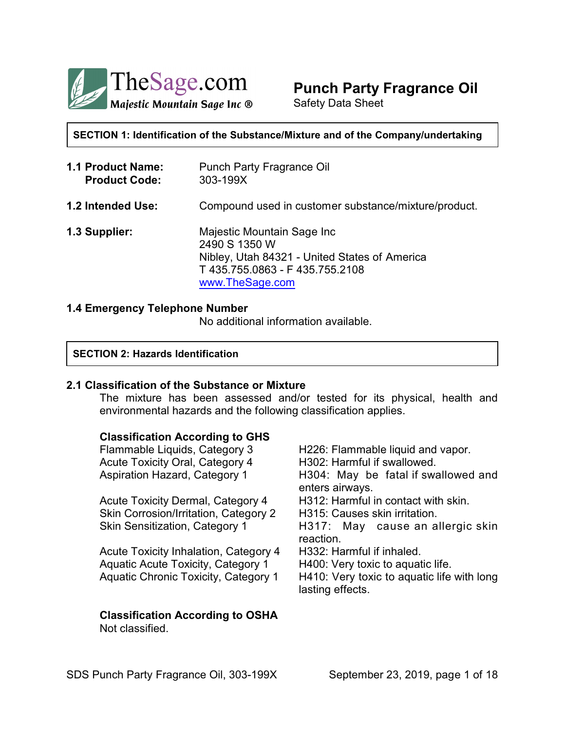TheSage.com
*Majestic Mountain Sage Inc ®*

# Punch Party Fragrance Oil

Safety Data Sheet

## SECTION 1: Identification of the Substance/Mixture and of the Company/undertaking

**1.1 Product Name:** Punch Party Fragrance Oil
**Product Code:** 303-199X

**1.2 Intended Use:** Compound used in customer substance/mixture/product.

**1.3 Supplier:** Majestic Mountain Sage Inc
2490 S 1350 W
Nibley, Utah 84321 - United States of America
T 435.755.0863 - F 435.755.2108
www.TheSage.com

**1.4 Emergency Telephone Number**
No additional information available.

## SECTION 2: Hazards Identification

### 2.1 Classification of the Substance or Mixture

The mixture has been assessed and/or tested for its physical, health and environmental hazards and the following classification applies.

**Classification According to GHS**

| | |
|---|---|
| Flammable Liquids, Category 3 | H226: Flammable liquid and vapor. |
| Acute Toxicity Oral, Category 4 | H302: Harmful if swallowed. |
| Aspiration Hazard, Category 1 | H304: May be fatal if swallowed and enters airways. |
| Acute Toxicity Dermal, Category 4 | H312: Harmful in contact with skin. |
| Skin Corrosion/Irritation, Category 2 | H315: Causes skin irritation. |
| Skin Sensitization, Category 1 | H317: May cause an allergic skin reaction. |
| Acute Toxicity Inhalation, Category 4 | H332: Harmful if inhaled. |
| Aquatic Acute Toxicity, Category 1 | H400: Very toxic to aquatic life. |
| Aquatic Chronic Toxicity, Category 1 | H410: Very toxic to aquatic life with long lasting effects. |

**Classification According to OSHA**
Not classified.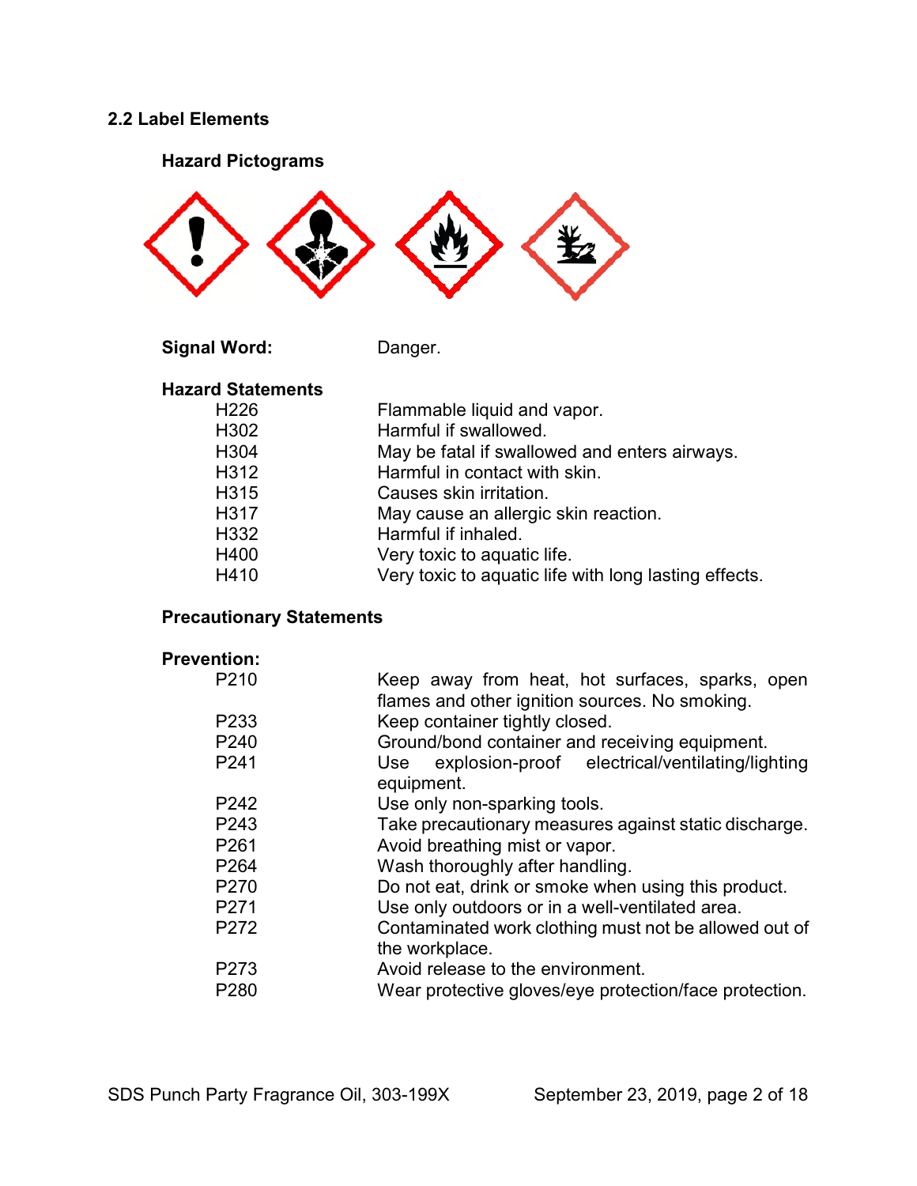## 2.2 Label Elements

### Hazard Pictograms

**Signal Word:** Danger.

### Hazard Statements

| | |
|---|---|
| H226 | Flammable liquid and vapor. |
| H302 | Harmful if swallowed. |
| H304 | May be fatal if swallowed and enters airways. |
| H312 | Harmful in contact with skin. |
| H315 | Causes skin irritation. |
| H317 | May cause an allergic skin reaction. |
| H332 | Harmful if inhaled. |
| H400 | Very toxic to aquatic life. |
| H410 | Very toxic to aquatic life with long lasting effects. |

### Precautionary Statements

**Prevention:**

| | |
|---|---|
| P210 | Keep away from heat, hot surfaces, sparks, open flames and other ignition sources. No smoking. |
| P233 | Keep container tightly closed. |
| P240 | Ground/bond container and receiving equipment. |
| P241 | Use explosion-proof electrical/ventilating/lighting equipment. |
| P242 | Use only non-sparking tools. |
| P243 | Take precautionary measures against static discharge. |
| P261 | Avoid breathing mist or vapor. |
| P264 | Wash thoroughly after handling. |
| P270 | Do not eat, drink or smoke when using this product. |
| P271 | Use only outdoors or in a well-ventilated area. |
| P272 | Contaminated work clothing must not be allowed out of the workplace. |
| P273 | Avoid release to the environment. |
| P280 | Wear protective gloves/eye protection/face protection. |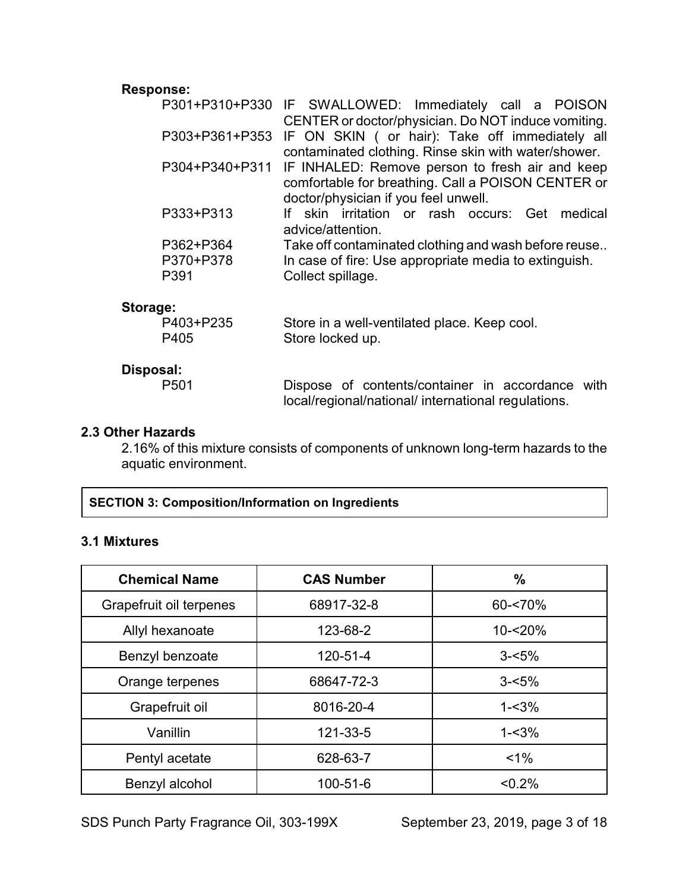**Response:**

| | |
|---|---|
| P301+P310+P330 | IF SWALLOWED: Immediately call a POISON CENTER or doctor/physician. Do NOT induce vomiting. |
| P303+P361+P353 | IF ON SKIN ( or hair): Take off immediately all contaminated clothing. Rinse skin with water/shower. |
| P304+P340+P311 | IF INHALED: Remove person to fresh air and keep comfortable for breathing. Call a POISON CENTER or doctor/physician if you feel unwell. |
| P333+P313 | If skin irritation or rash occurs: Get medical advice/attention. |
| P362+P364 | Take off contaminated clothing and wash before reuse.. |
| P370+P378 | In case of fire: Use appropriate media to extinguish. |
| P391 | Collect spillage. |

**Storage:**

| | |
|---|---|
| P403+P235 | Store in a well-ventilated place. Keep cool. |
| P405 | Store locked up. |

**Disposal:**

| | |
|---|---|
| P501 | Dispose of contents/container in accordance with local/regional/national/ international regulations. |

### 2.3 Other Hazards

2.16% of this mixture consists of components of unknown long-term hazards to the aquatic environment.

## SECTION 3: Composition/Information on Ingredients

### 3.1 Mixtures

| Chemical Name | CAS Number | % |
|---|---|---|
| Grapefruit oil terpenes | 68917-32-8 | 60-<70% |
| Allyl hexanoate | 123-68-2 | 10-<20% |
| Benzyl benzoate | 120-51-4 | 3-<5% |
| Orange terpenes | 68647-72-3 | 3-<5% |
| Grapefruit oil | 8016-20-4 | 1-<3% |
| Vanillin | 121-33-5 | 1-<3% |
| Pentyl acetate | 628-63-7 | <1% |
| Benzyl alcohol | 100-51-6 | <0.2% |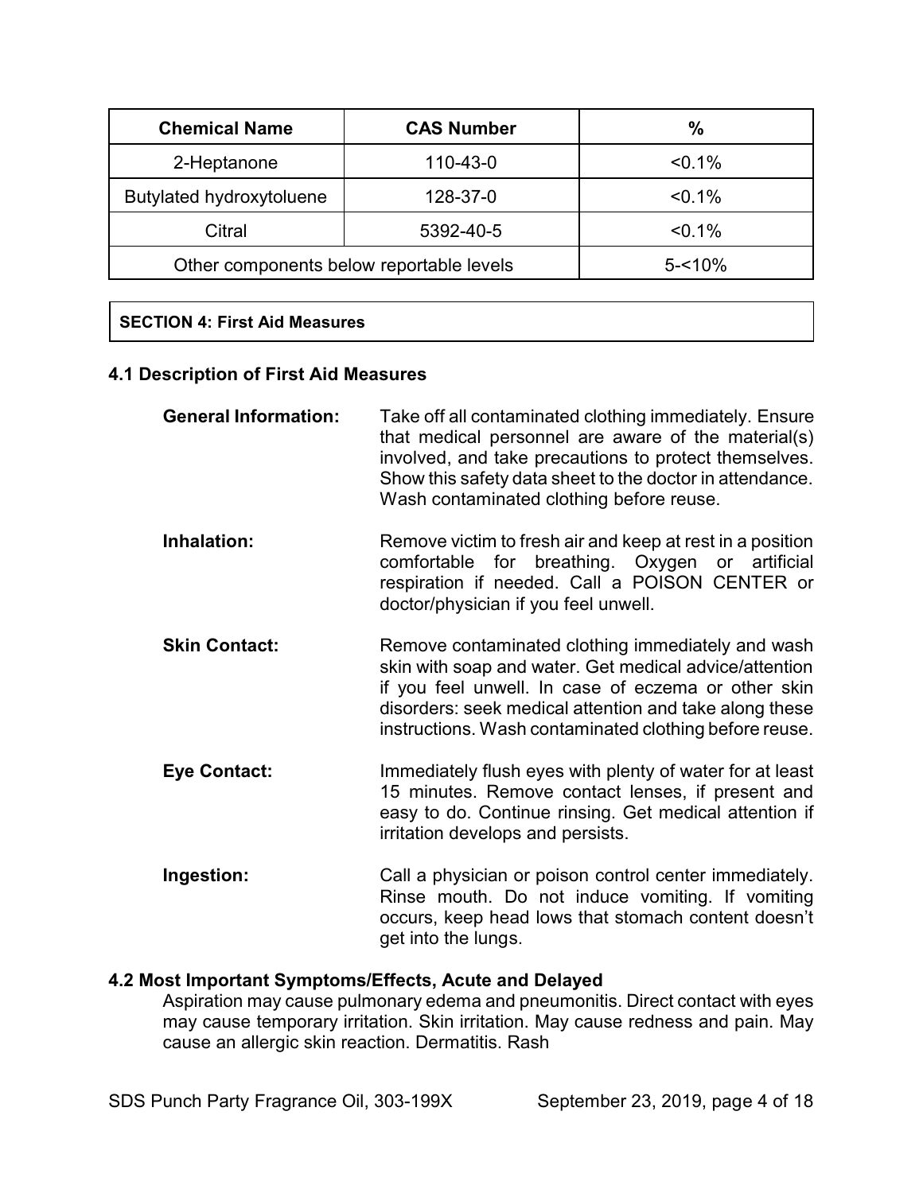| Chemical Name | CAS Number | % |
|---|---|---|
| 2-Heptanone | 110-43-0 | <0.1% |
| Butylated hydroxytoluene | 128-37-0 | <0.1% |
| Citral | 5392-40-5 | <0.1% |
| Other components below reportable levels | | 5-<10% |

## SECTION 4: First Aid Measures

### 4.1 Description of First Aid Measures

**General Information:** Take off all contaminated clothing immediately. Ensure that medical personnel are aware of the material(s) involved, and take precautions to protect themselves. Show this safety data sheet to the doctor in attendance. Wash contaminated clothing before reuse.

**Inhalation:** Remove victim to fresh air and keep at rest in a position comfortable for breathing. Oxygen or artificial respiration if needed. Call a POISON CENTER or doctor/physician if you feel unwell.

**Skin Contact:** Remove contaminated clothing immediately and wash skin with soap and water. Get medical advice/attention if you feel unwell. In case of eczema or other skin disorders: seek medical attention and take along these instructions. Wash contaminated clothing before reuse.

**Eye Contact:** Immediately flush eyes with plenty of water for at least 15 minutes. Remove contact lenses, if present and easy to do. Continue rinsing. Get medical attention if irritation develops and persists.

**Ingestion:** Call a physician or poison control center immediately. Rinse mouth. Do not induce vomiting. If vomiting occurs, keep head lows that stomach content doesn't get into the lungs.

### 4.2 Most Important Symptoms/Effects, Acute and Delayed

Aspiration may cause pulmonary edema and pneumonitis. Direct contact with eyes may cause temporary irritation. Skin irritation. May cause redness and pain. May cause an allergic skin reaction. Dermatitis. Rash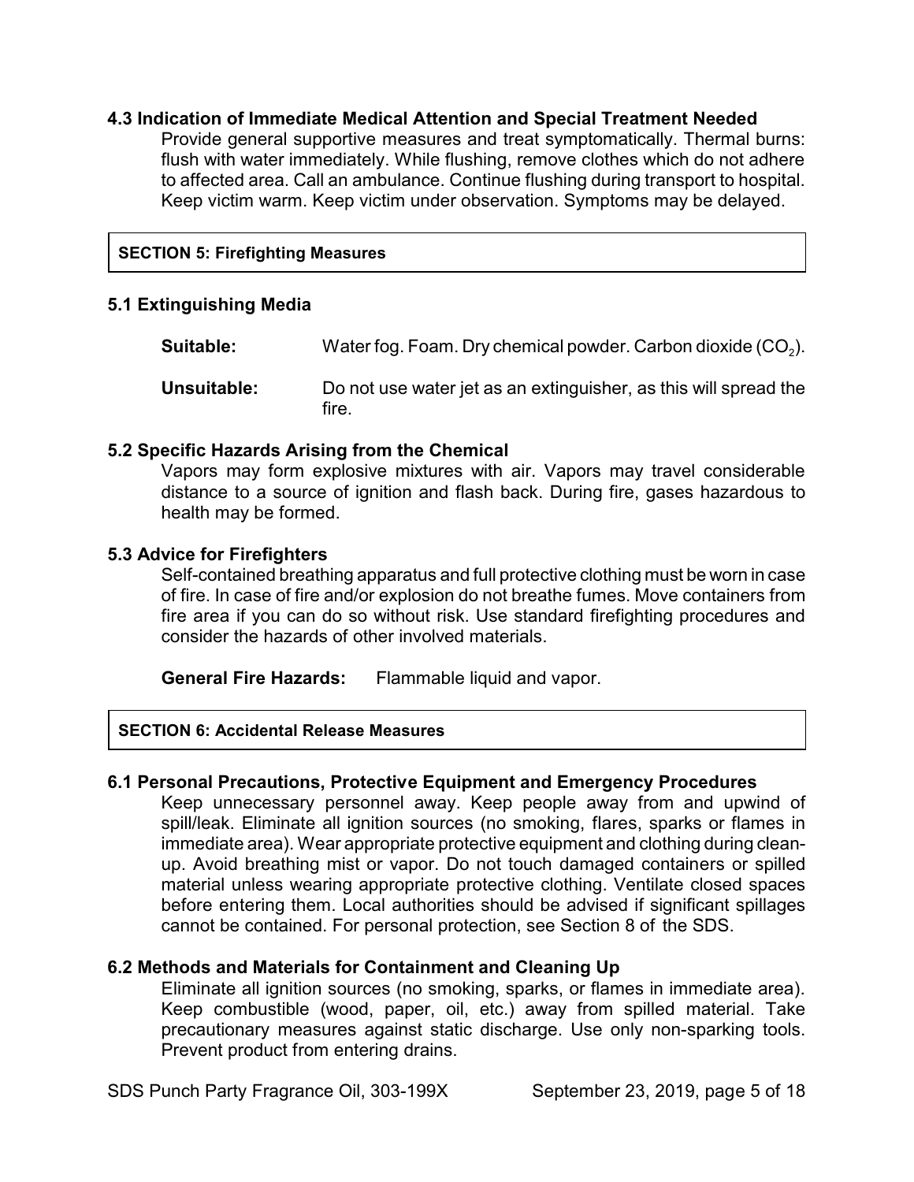### 4.3 Indication of Immediate Medical Attention and Special Treatment Needed

Provide general supportive measures and treat symptomatically. Thermal burns: flush with water immediately. While flushing, remove clothes which do not adhere to affected area. Call an ambulance. Continue flushing during transport to hospital. Keep victim warm. Keep victim under observation. Symptoms may be delayed.

## SECTION 5: Firefighting Measures

### 5.1 Extinguishing Media

**Suitable:** Water fog. Foam. Dry chemical powder. Carbon dioxide ($CO_2$).

**Unsuitable:** Do not use water jet as an extinguisher, as this will spread the fire.

### 5.2 Specific Hazards Arising from the Chemical

Vapors may form explosive mixtures with air. Vapors may travel considerable distance to a source of ignition and flash back. During fire, gases hazardous to health may be formed.

### 5.3 Advice for Firefighters

Self-contained breathing apparatus and full protective clothing must be worn in case of fire. In case of fire and/or explosion do not breathe fumes. Move containers from fire area if you can do so without risk. Use standard firefighting procedures and consider the hazards of other involved materials.

**General Fire Hazards:** Flammable liquid and vapor.

## SECTION 6: Accidental Release Measures

### 6.1 Personal Precautions, Protective Equipment and Emergency Procedures

Keep unnecessary personnel away. Keep people away from and upwind of spill/leak. Eliminate all ignition sources (no smoking, flares, sparks or flames in immediate area). Wear appropriate protective equipment and clothing during clean-up. Avoid breathing mist or vapor. Do not touch damaged containers or spilled material unless wearing appropriate protective clothing. Ventilate closed spaces before entering them. Local authorities should be advised if significant spillages cannot be contained. For personal protection, see Section 8 of the SDS.

### 6.2 Methods and Materials for Containment and Cleaning Up

Eliminate all ignition sources (no smoking, sparks, or flames in immediate area). Keep combustible (wood, paper, oil, etc.) away from spilled material. Take precautionary measures against static discharge. Use only non-sparking tools. Prevent product from entering drains.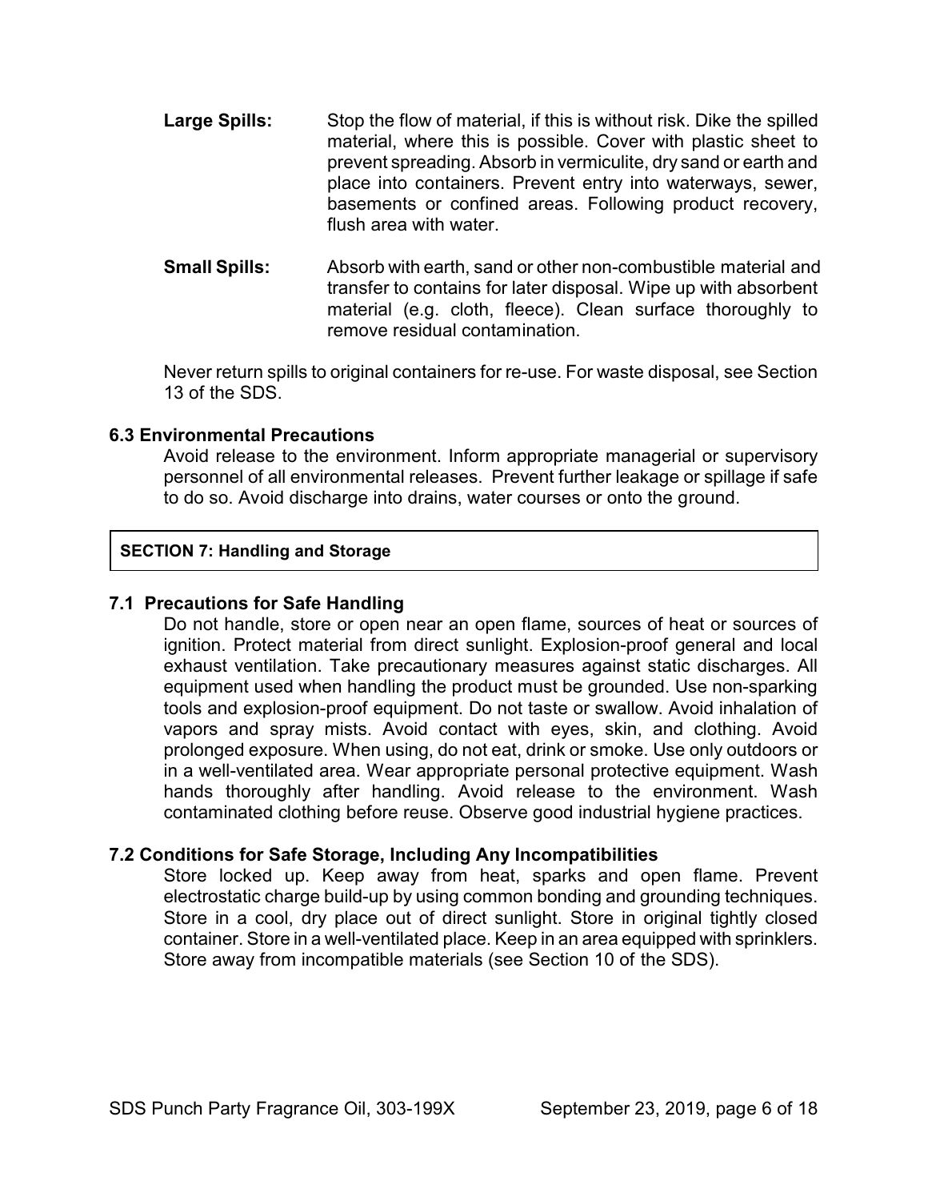**Large Spills:** Stop the flow of material, if this is without risk. Dike the spilled material, where this is possible. Cover with plastic sheet to prevent spreading. Absorb in vermiculite, dry sand or earth and place into containers. Prevent entry into waterways, sewer, basements or confined areas. Following product recovery, flush area with water.

**Small Spills:** Absorb with earth, sand or other non-combustible material and transfer to contains for later disposal. Wipe up with absorbent material (e.g. cloth, fleece). Clean surface thoroughly to remove residual contamination.

Never return spills to original containers for re-use. For waste disposal, see Section 13 of the SDS.

### 6.3 Environmental Precautions

Avoid release to the environment. Inform appropriate managerial or supervisory personnel of all environmental releases. Prevent further leakage or spillage if safe to do so. Avoid discharge into drains, water courses or onto the ground.

## SECTION 7: Handling and Storage

### 7.1 Precautions for Safe Handling

Do not handle, store or open near an open flame, sources of heat or sources of ignition. Protect material from direct sunlight. Explosion-proof general and local exhaust ventilation. Take precautionary measures against static discharges. All equipment used when handling the product must be grounded. Use non-sparking tools and explosion-proof equipment. Do not taste or swallow. Avoid inhalation of vapors and spray mists. Avoid contact with eyes, skin, and clothing. Avoid prolonged exposure. When using, do not eat, drink or smoke. Use only outdoors or in a well-ventilated area. Wear appropriate personal protective equipment. Wash hands thoroughly after handling. Avoid release to the environment. Wash contaminated clothing before reuse. Observe good industrial hygiene practices.

### 7.2 Conditions for Safe Storage, Including Any Incompatibilities

Store locked up. Keep away from heat, sparks and open flame. Prevent electrostatic charge build-up by using common bonding and grounding techniques. Store in a cool, dry place out of direct sunlight. Store in original tightly closed container. Store in a well-ventilated place. Keep in an area equipped with sprinklers. Store away from incompatible materials (see Section 10 of the SDS).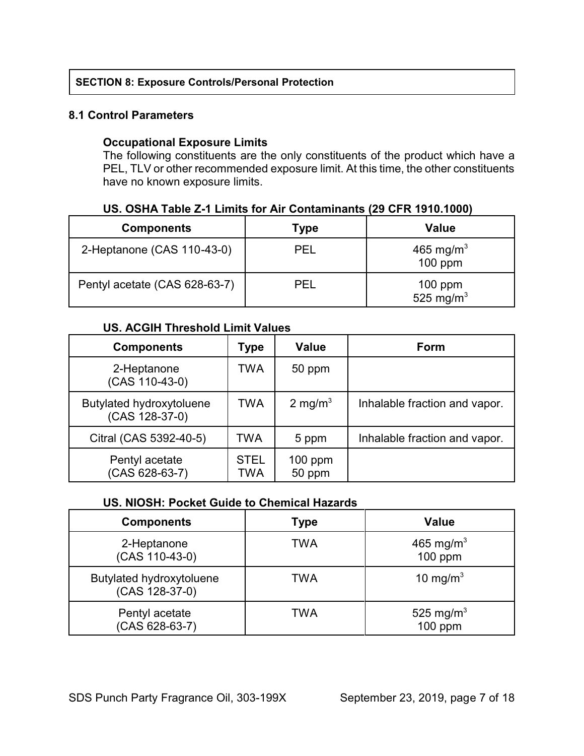## SECTION 8: Exposure Controls/Personal Protection

### 8.1 Control Parameters

**Occupational Exposure Limits**

The following constituents are the only constituents of the product which have a PEL, TLV or other recommended exposure limit. At this time, the other constituents have no known exposure limits.

**US. OSHA Table Z-1 Limits for Air Contaminants (29 CFR 1910.1000)**

| Components | Type | Value |
|---|---|---|
| 2-Heptanone (CAS 110-43-0) | PEL | 465 $mg/m^3$<br>100 ppm |
| Pentyl acetate (CAS 628-63-7) | PEL | 100 ppm<br>525 $mg/m^3$ |

**US. ACGIH Threshold Limit Values**

| Components | Type | Value | Form |
|---|---|---|---|
| 2-Heptanone<br>(CAS 110-43-0) | TWA | 50 ppm | |
| Butylated hydroxytoluene<br>(CAS 128-37-0) | TWA | 2 $mg/m^3$ | Inhalable fraction and vapor. |
| Citral (CAS 5392-40-5) | TWA | 5 ppm | Inhalable fraction and vapor. |
| Pentyl acetate<br>(CAS 628-63-7) | STEL<br>TWA | 100 ppm<br>50 ppm | |

**US. NIOSH: Pocket Guide to Chemical Hazards**

| Components | Type | Value |
|---|---|---|
| 2-Heptanone<br>(CAS 110-43-0) | TWA | 465 $mg/m^3$<br>100 ppm |
| Butylated hydroxytoluene<br>(CAS 128-37-0) | TWA | 10 $mg/m^3$ |
| Pentyl acetate<br>(CAS 628-63-7) | TWA | 525 $mg/m^3$<br>100 ppm |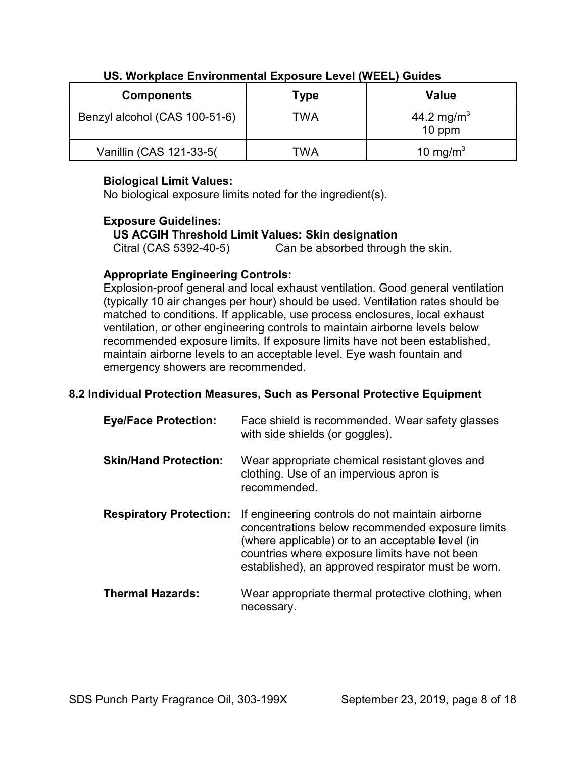**US. Workplace Environmental Exposure Level (WEEL) Guides**

| Components | Type | Value |
|---|---|---|
| Benzyl alcohol (CAS 100-51-6) | TWA | 44.2 $mg/m^3$<br>10 ppm |
| Vanillin (CAS 121-33-5( | TWA | 10 $mg/m^3$ |

**Biological Limit Values:**
No biological exposure limits noted for the ingredient(s).

**Exposure Guidelines:**
**US ACGIH Threshold Limit Values: Skin designation**
Citral (CAS 5392-40-5) Can be absorbed through the skin.

**Appropriate Engineering Controls:**
Explosion-proof general and local exhaust ventilation. Good general ventilation (typically 10 air changes per hour) should be used. Ventilation rates should be matched to conditions. If applicable, use process enclosures, local exhaust ventilation, or other engineering controls to maintain airborne levels below recommended exposure limits. If exposure limits have not been established, maintain airborne levels to an acceptable level. Eye wash fountain and emergency showers are recommended.

### 8.2 Individual Protection Measures, Such as Personal Protective Equipment

**Eye/Face Protection:** Face shield is recommended. Wear safety glasses with side shields (or goggles).

**Skin/Hand Protection:** Wear appropriate chemical resistant gloves and clothing. Use of an impervious apron is recommended.

**Respiratory Protection:** If engineering controls do not maintain airborne concentrations below recommended exposure limits (where applicable) or to an acceptable level (in countries where exposure limits have not been established), an approved respirator must be worn.

**Thermal Hazards:** Wear appropriate thermal protective clothing, when necessary.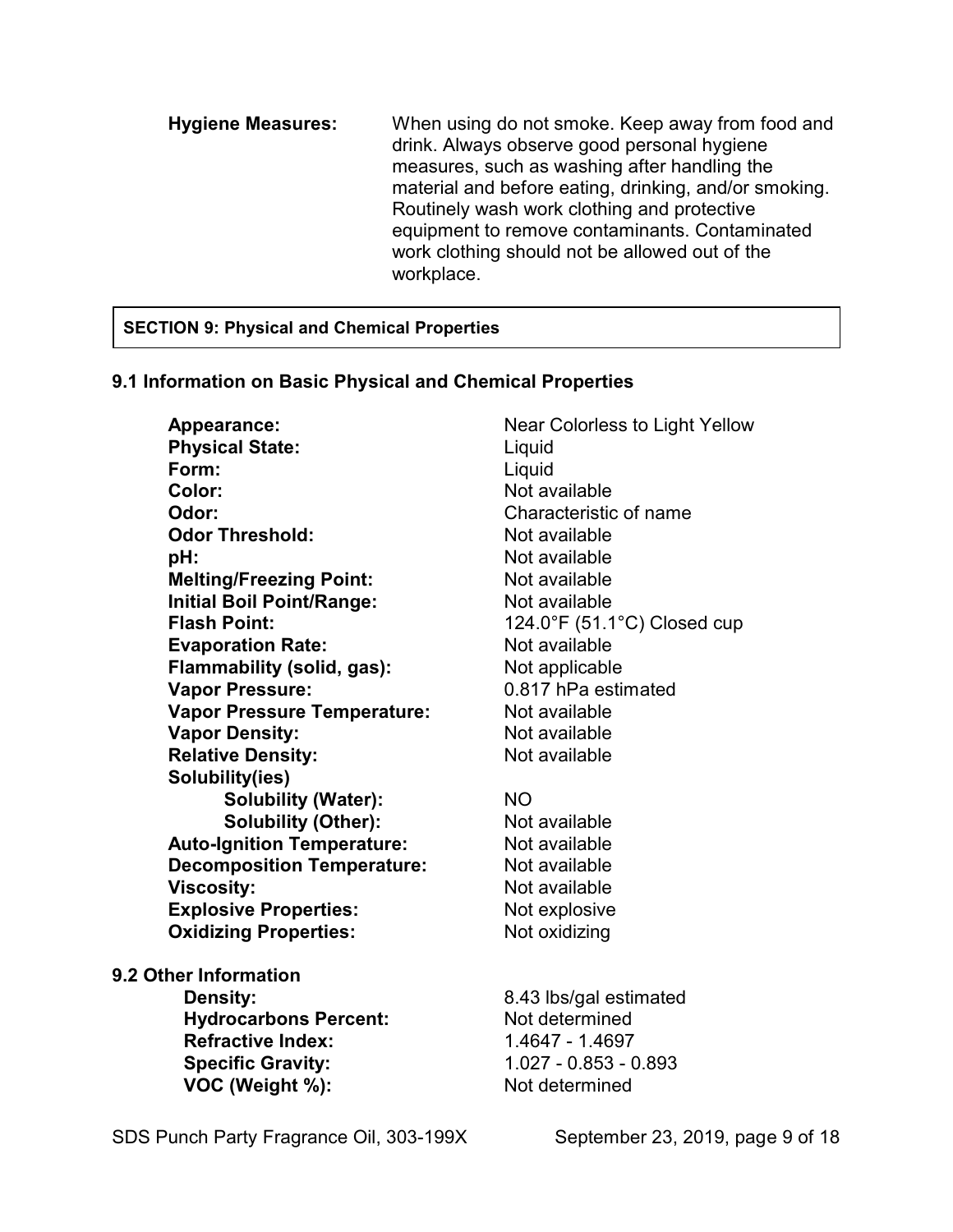**Hygiene Measures:** When using do not smoke. Keep away from food and drink. Always observe good personal hygiene measures, such as washing after handling the material and before eating, drinking, and/or smoking. Routinely wash work clothing and protective equipment to remove contaminants. Contaminated work clothing should not be allowed out of the workplace.

## SECTION 9: Physical and Chemical Properties

### 9.1 Information on Basic Physical and Chemical Properties

| | |
|---|---|
| **Appearance:** | Near Colorless to Light Yellow |
| **Physical State:** | Liquid |
| **Form:** | Liquid |
| **Color:** | Not available |
| **Odor:** | Characteristic of name |
| **Odor Threshold:** | Not available |
| **pH:** | Not available |
| **Melting/Freezing Point:** | Not available |
| **Initial Boil Point/Range:** | Not available |
| **Flash Point:** | 124.0°F (51.1°C) Closed cup |
| **Evaporation Rate:** | Not available |
| **Flammability (solid, gas):** | Not applicable |
| **Vapor Pressure:** | 0.817 hPa estimated |
| **Vapor Pressure Temperature:** | Not available |
| **Vapor Density:** | Not available |
| **Relative Density:** | Not available |
| **Solubility(ies)** | |
| **Solubility (Water):** | NO |
| **Solubility (Other):** | Not available |
| **Auto-Ignition Temperature:** | Not available |
| **Decomposition Temperature:** | Not available |
| **Viscosity:** | Not available |
| **Explosive Properties:** | Not explosive |
| **Oxidizing Properties:** | Not oxidizing |

### 9.2 Other Information

| | |
|---|---|
| **Density:** | 8.43 lbs/gal estimated |
| **Hydrocarbons Percent:** | Not determined |
| **Refractive Index:** | 1.4647 - 1.4697 |
| **Specific Gravity:** | 1.027 - 0.853 - 0.893 |
| **VOC (Weight %):** | Not determined |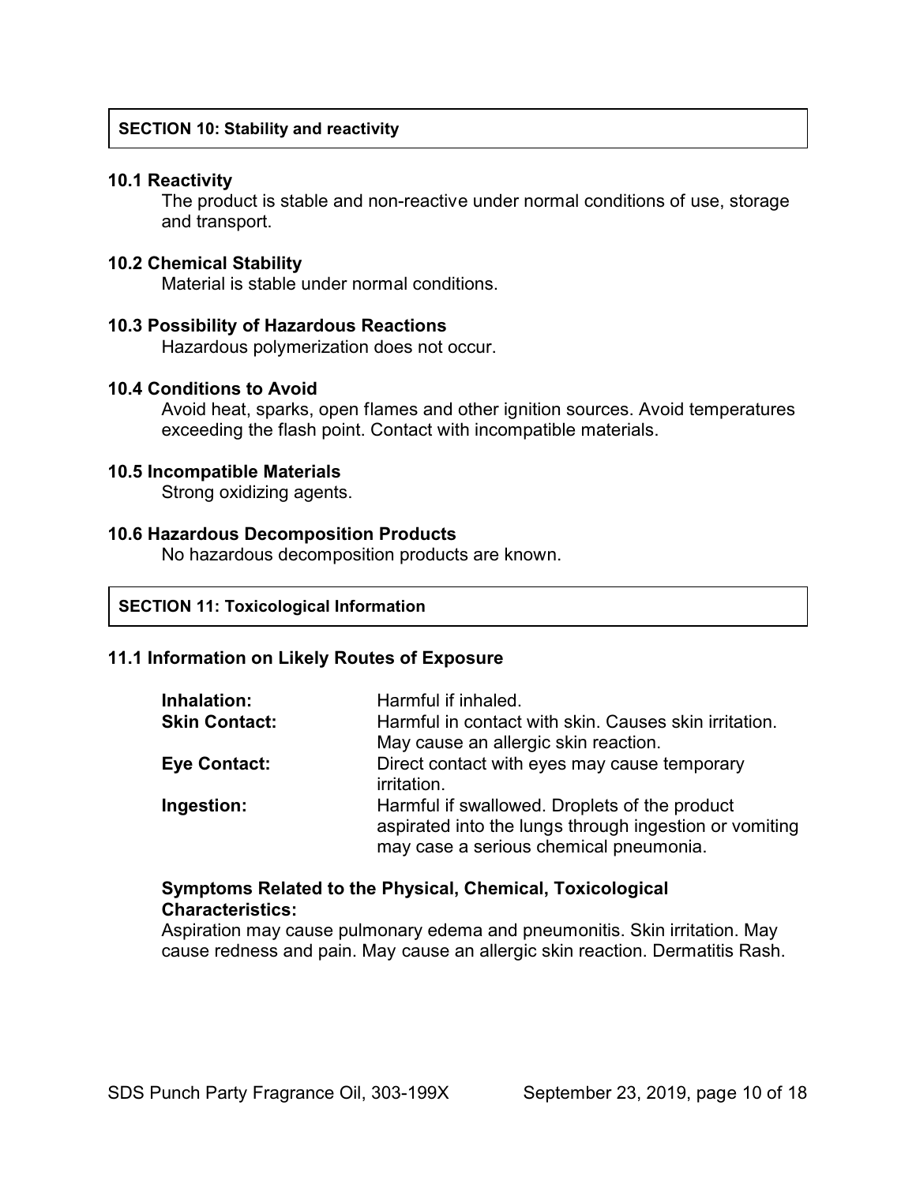## SECTION 10: Stability and reactivity

### 10.1 Reactivity

The product is stable and non-reactive under normal conditions of use, storage and transport.

### 10.2 Chemical Stability

Material is stable under normal conditions.

### 10.3 Possibility of Hazardous Reactions

Hazardous polymerization does not occur.

### 10.4 Conditions to Avoid

Avoid heat, sparks, open flames and other ignition sources. Avoid temperatures exceeding the flash point. Contact with incompatible materials.

### 10.5 Incompatible Materials

Strong oxidizing agents.

### 10.6 Hazardous Decomposition Products

No hazardous decomposition products are known.

## SECTION 11: Toxicological Information

### 11.1 Information on Likely Routes of Exposure

| | |
|---|---|
| **Inhalation:** | Harmful if inhaled. |
| **Skin Contact:** | Harmful in contact with skin. Causes skin irritation. May cause an allergic skin reaction. |
| **Eye Contact:** | Direct contact with eyes may cause temporary irritation. |
| **Ingestion:** | Harmful if swallowed. Droplets of the product aspirated into the lungs through ingestion or vomiting may case a serious chemical pneumonia. |

**Symptoms Related to the Physical, Chemical, Toxicological Characteristics:**

Aspiration may cause pulmonary edema and pneumonitis. Skin irritation. May cause redness and pain. May cause an allergic skin reaction. Dermatitis Rash.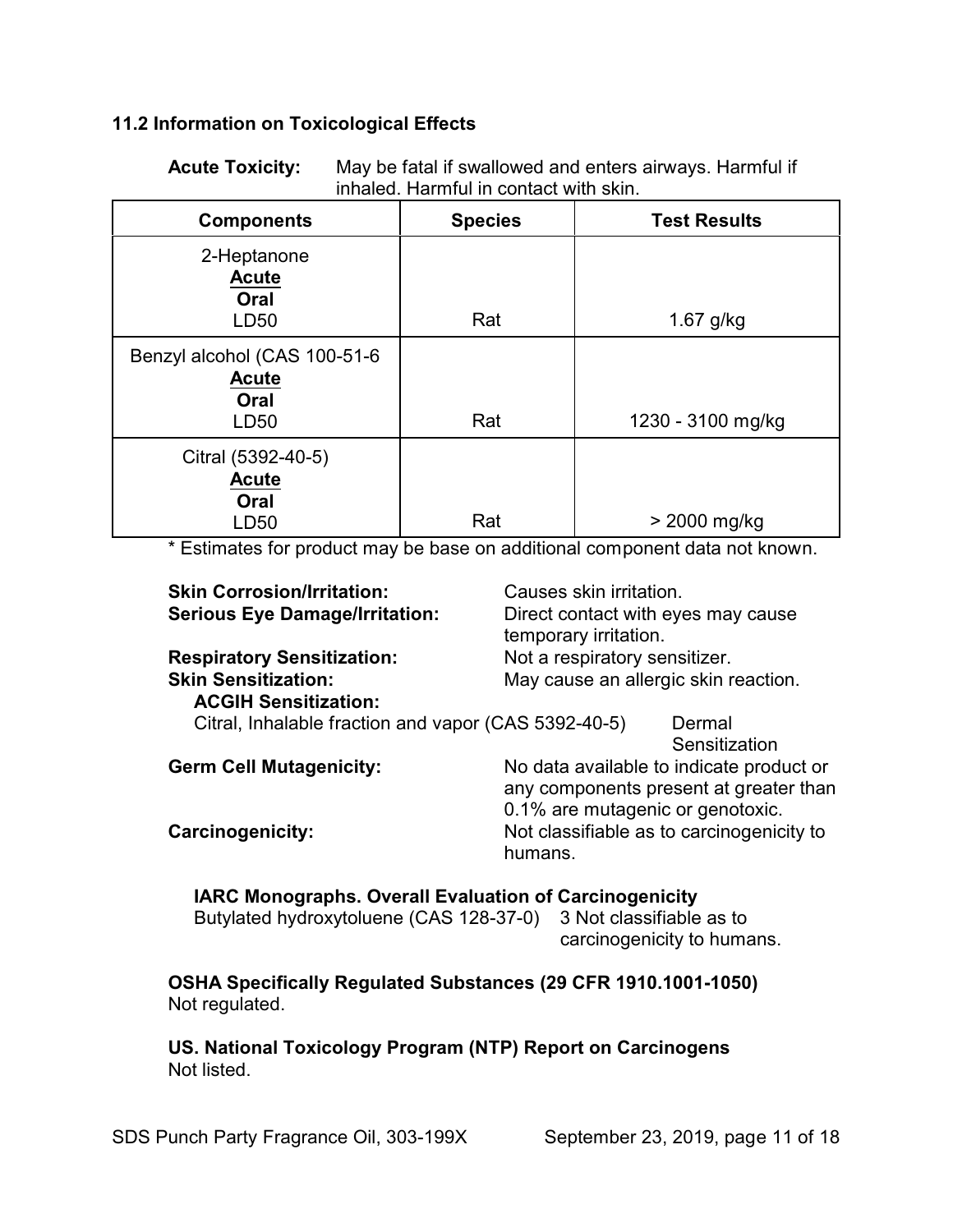### 11.2 Information on Toxicological Effects

**Acute Toxicity:** May be fatal if swallowed and enters airways. Harmful if inhaled. Harmful in contact with skin.

| Components | Species | Test Results |
|---|---|---|
| 2-Heptanone<br>**Acute**<br>**Oral**<br>LD50 | Rat | 1.67 g/kg |
| Benzyl alcohol (CAS 100-51-6<br>**Acute**<br>**Oral**<br>LD50 | Rat | 1230 - 3100 mg/kg |
| Citral (5392-40-5)<br>**Acute**<br>**Oral**<br>LD50 | Rat | > 2000 mg/kg |

\* Estimates for product may be base on additional component data not known.

**Skin Corrosion/Irritation:** Causes skin irritation.

**Serious Eye Damage/Irritation:** Direct contact with eyes may cause temporary irritation.

**Respiratory Sensitization:** Not a respiratory sensitizer.

**Skin Sensitization:** May cause an allergic skin reaction.

**ACGIH Sensitization:**

Citral, Inhalable fraction and vapor (CAS 5392-40-5) — Dermal Sensitization

**Germ Cell Mutagenicity:** No data available to indicate product or any components present at greater than 0.1% are mutagenic or genotoxic.

**Carcinogenicity:** Not classifiable as to carcinogenicity to humans.

**IARC Monographs. Overall Evaluation of Carcinogenicity**

Butylated hydroxytoluene (CAS 128-37-0) — 3 Not classifiable as to carcinogenicity to humans.

**OSHA Specifically Regulated Substances (29 CFR 1910.1001-1050)**

Not regulated.

**US. National Toxicology Program (NTP) Report on Carcinogens**

Not listed.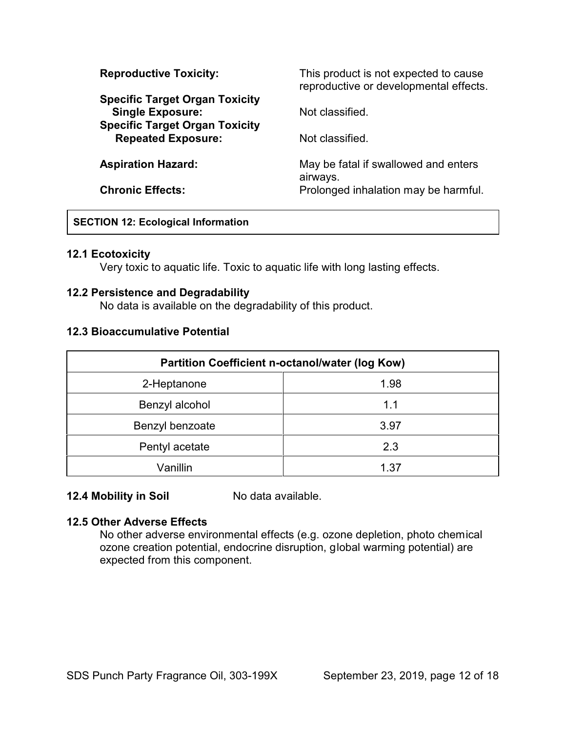**Reproductive Toxicity:** This product is not expected to cause reproductive or developmental effects.

**Specific Target Organ Toxicity Single Exposure:** Not classified.

**Specific Target Organ Toxicity Repeated Exposure:** Not classified.

**Aspiration Hazard:** May be fatal if swallowed and enters airways.

**Chronic Effects:** Prolonged inhalation may be harmful.

## SECTION 12: Ecological Information

### 12.1 Ecotoxicity

Very toxic to aquatic life. Toxic to aquatic life with long lasting effects.

### 12.2 Persistence and Degradability

No data is available on the degradability of this product.

### 12.3 Bioaccumulative Potential

| Partition Coefficient n-octanol/water (log Kow) | |
|---|---|
| 2-Heptanone | 1.98 |
| Benzyl alcohol | 1.1 |
| Benzyl benzoate | 3.97 |
| Pentyl acetate | 2.3 |
| Vanillin | 1.37 |

### 12.4 Mobility in Soil

No data available.

### 12.5 Other Adverse Effects

No other adverse environmental effects (e.g. ozone depletion, photo chemical ozone creation potential, endocrine disruption, global warming potential) are expected from this component.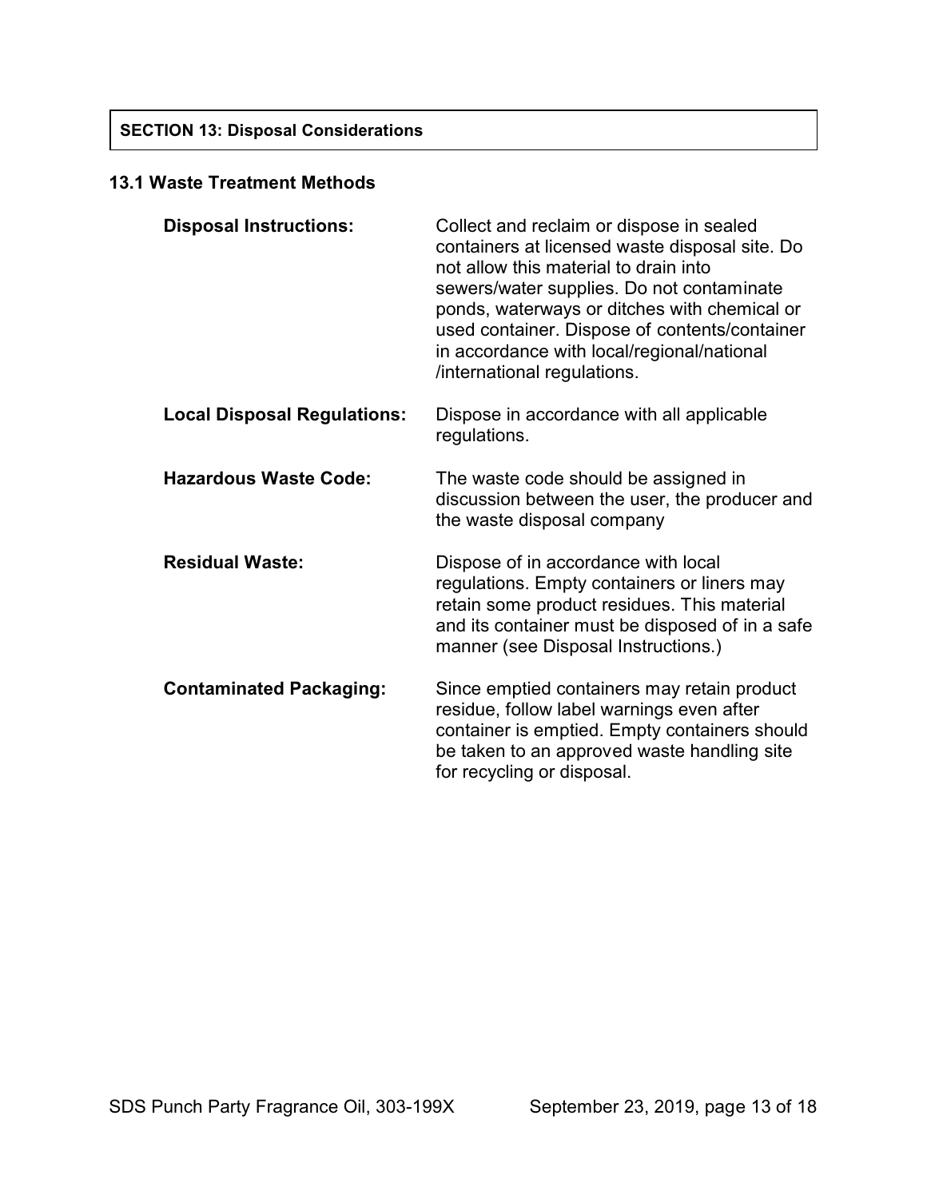## SECTION 13: Disposal Considerations

### 13.1 Waste Treatment Methods

**Disposal Instructions:** Collect and reclaim or dispose in sealed containers at licensed waste disposal site. Do not allow this material to drain into sewers/water supplies. Do not contaminate ponds, waterways or ditches with chemical or used container. Dispose of contents/container in accordance with local/regional/national /international regulations.

**Local Disposal Regulations:** Dispose in accordance with all applicable regulations.

**Hazardous Waste Code:** The waste code should be assigned in discussion between the user, the producer and the waste disposal company

**Residual Waste:** Dispose of in accordance with local regulations. Empty containers or liners may retain some product residues. This material and its container must be disposed of in a safe manner (see Disposal Instructions.)

**Contaminated Packaging:** Since emptied containers may retain product residue, follow label warnings even after container is emptied. Empty containers should be taken to an approved waste handling site for recycling or disposal.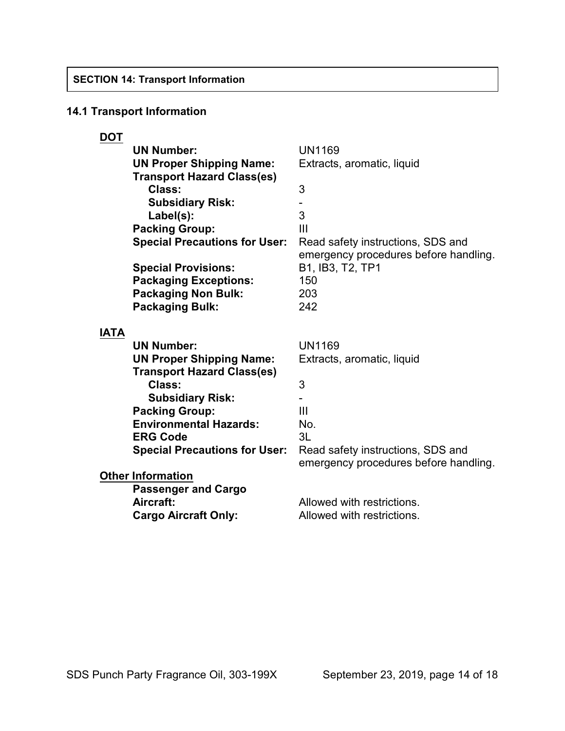## SECTION 14: Transport Information

### 14.1 Transport Information

**DOT**

| | |
|---|---|
| **UN Number:** | UN1169 |
| **UN Proper Shipping Name:** | Extracts, aromatic, liquid |
| **Transport Hazard Class(es)** | |
| **Class:** | 3 |
| **Subsidiary Risk:** | - |
| **Label(s):** | 3 |
| **Packing Group:** | III |
| **Special Precautions for User:** | Read safety instructions, SDS and emergency procedures before handling. |
| **Special Provisions:** | B1, IB3, T2, TP1 |
| **Packaging Exceptions:** | 150 |
| **Packaging Non Bulk:** | 203 |
| **Packaging Bulk:** | 242 |

**IATA**

| | |
|---|---|
| **UN Number:** | UN1169 |
| **UN Proper Shipping Name:** | Extracts, aromatic, liquid |
| **Transport Hazard Class(es)** | |
| **Class:** | 3 |
| **Subsidiary Risk:** | - |
| **Packing Group:** | III |
| **Environmental Hazards:** | No. |
| **ERG Code** | 3L |
| **Special Precautions for User:** | Read safety instructions, SDS and emergency procedures before handling. |

**Other Information**

| | |
|---|---|
| **Passenger and Cargo Aircraft:** | Allowed with restrictions. |
| **Cargo Aircraft Only:** | Allowed with restrictions. |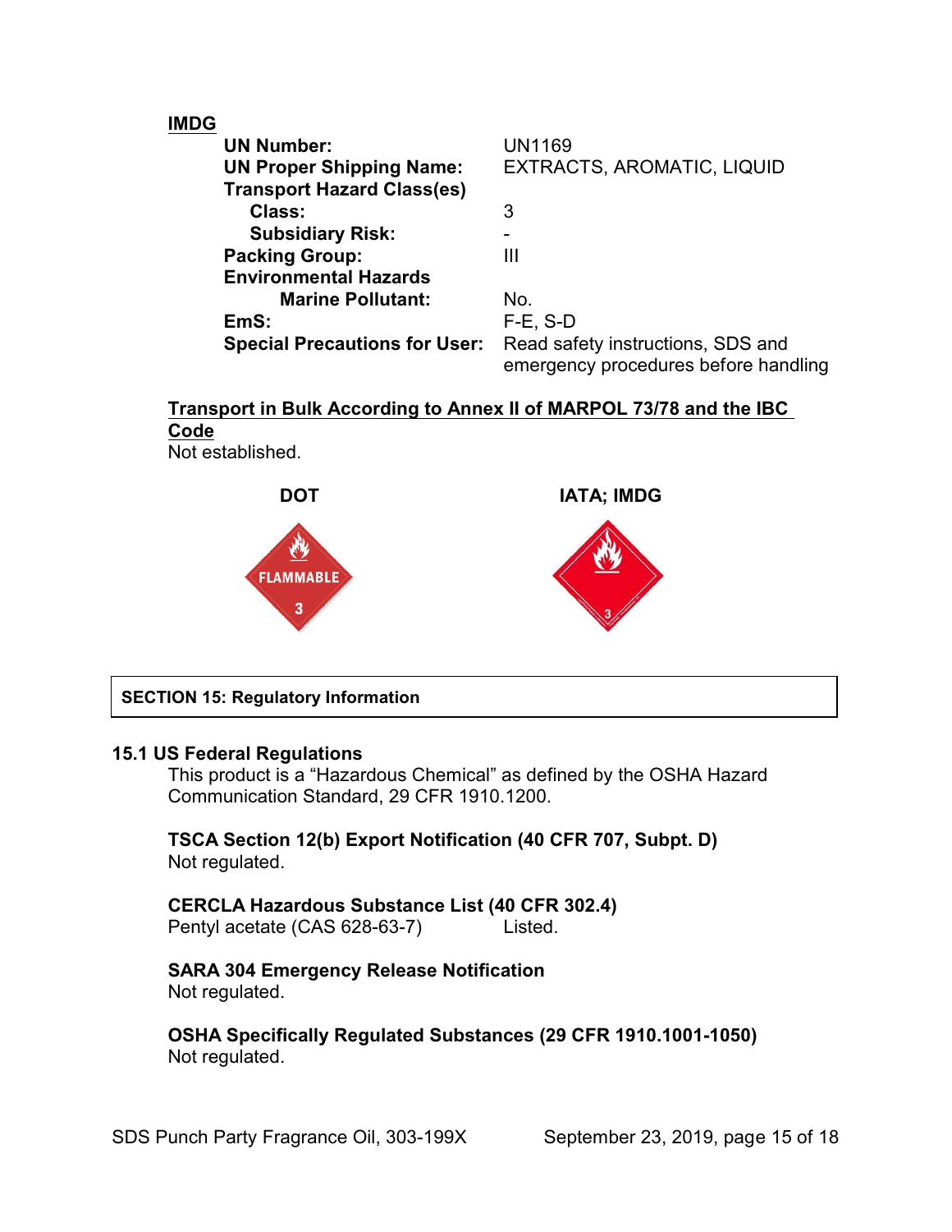**IMDG**

| | |
|---|---|
| **UN Number:** | UN1169 |
| **UN Proper Shipping Name:** | EXTRACTS, AROMATIC, LIQUID |
| **Transport Hazard Class(es)** | |
| **Class:** | 3 |
| **Subsidiary Risk:** | - |
| **Packing Group:** | III |
| **Environmental Hazards** | |
| **Marine Pollutant:** | No. |
| **EmS:** | F-E, S-D |
| **Special Precautions for User:** | Read safety instructions, SDS and emergency procedures before handling |

**Transport in Bulk According to Annex II of MARPOL 73/78 and the IBC Code**

Not established.

**DOT** | **IATA; IMDG**

## SECTION 15: Regulatory Information

### 15.1 US Federal Regulations

This product is a "Hazardous Chemical" as defined by the OSHA Hazard Communication Standard, 29 CFR 1910.1200.

**TSCA Section 12(b) Export Notification (40 CFR 707, Subpt. D)**
Not regulated.

**CERCLA Hazardous Substance List (40 CFR 302.4)**
Pentyl acetate (CAS 628-63-7) Listed.

**SARA 304 Emergency Release Notification**
Not regulated.

**OSHA Specifically Regulated Substances (29 CFR 1910.1001-1050)**
Not regulated.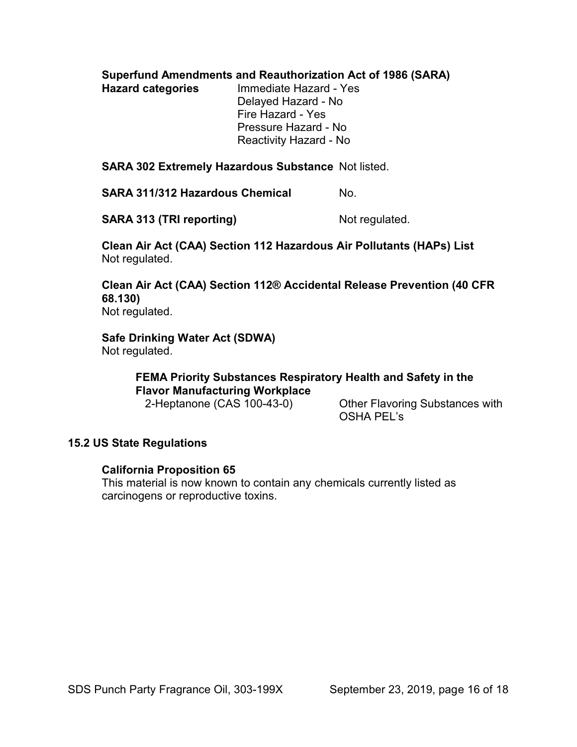**Superfund Amendments and Reauthorization Act of 1986 (SARA)**

**Hazard categories**

Immediate Hazard - Yes
Delayed Hazard - No
Fire Hazard - Yes
Pressure Hazard - No
Reactivity Hazard - No

**SARA 302 Extremely Hazardous Substance** Not listed.

**SARA 311/312 Hazardous Chemical** No.

**SARA 313 (TRI reporting)** Not regulated.

**Clean Air Act (CAA) Section 112 Hazardous Air Pollutants (HAPs) List**
Not regulated.

**Clean Air Act (CAA) Section 112® Accidental Release Prevention (40 CFR 68.130)**
Not regulated.

**Safe Drinking Water Act (SDWA)**
Not regulated.

**FEMA Priority Substances Respiratory Health and Safety in the Flavor Manufacturing Workplace**

| | |
|---|---|
| 2-Heptanone (CAS 100-43-0) | Other Flavoring Substances with OSHA PEL's |

## 15.2 US State Regulations

**California Proposition 65**
This material is now known to contain any chemicals currently listed as carcinogens or reproductive toxins.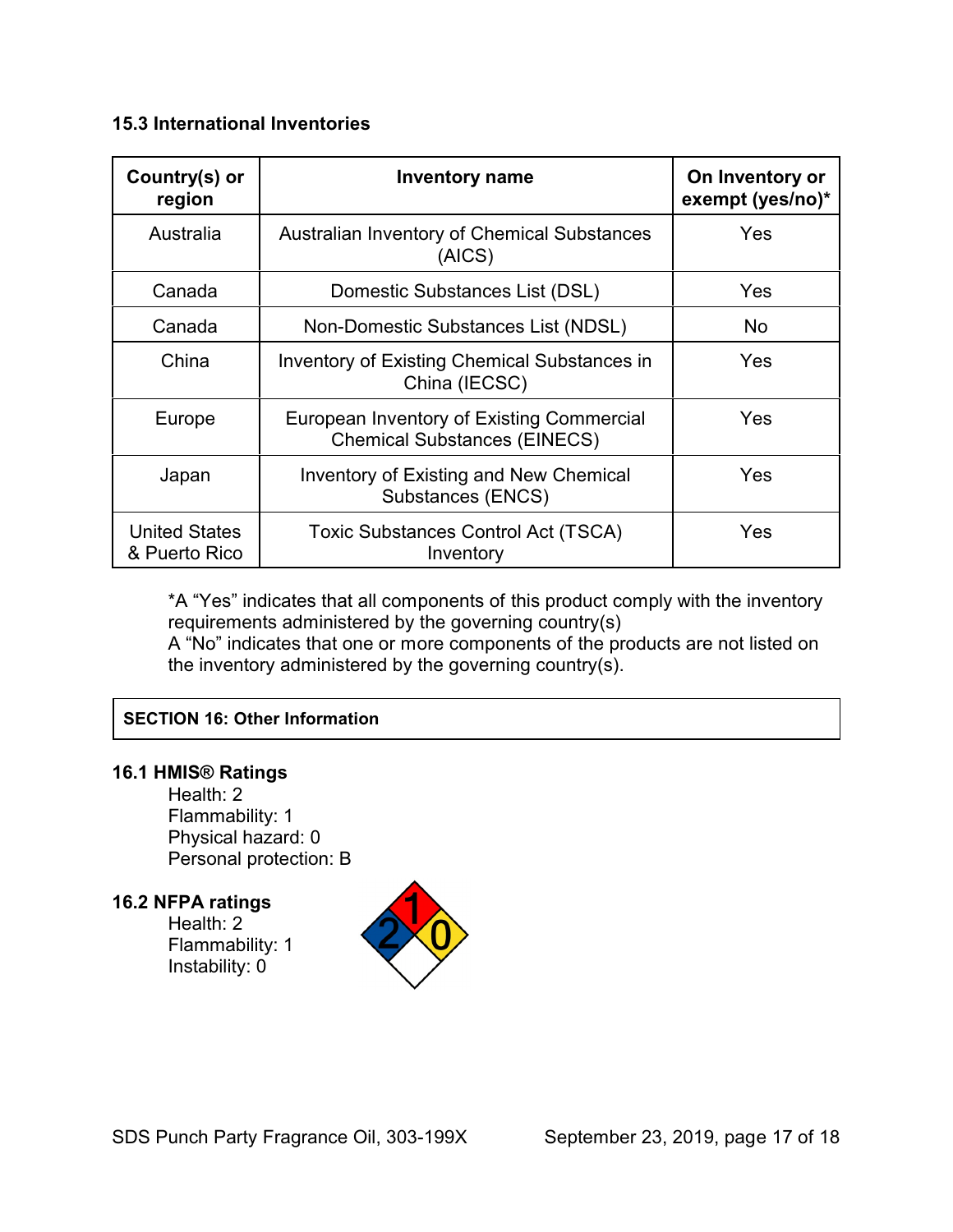### 15.3 International Inventories

| Country(s) or region | Inventory name | On Inventory or exempt (yes/no)* |
|---|---|---|
| Australia | Australian Inventory of Chemical Substances (AICS) | Yes |
| Canada | Domestic Substances List (DSL) | Yes |
| Canada | Non-Domestic Substances List (NDSL) | No |
| China | Inventory of Existing Chemical Substances in China (IECSC) | Yes |
| Europe | European Inventory of Existing Commercial Chemical Substances (EINECS) | Yes |
| Japan | Inventory of Existing and New Chemical Substances (ENCS) | Yes |
| United States & Puerto Rico | Toxic Substances Control Act (TSCA) Inventory | Yes |

*A "Yes" indicates that all components of this product comply with the inventory requirements administered by the governing country(s)
A "No" indicates that one or more components of the products are not listed on the inventory administered by the governing country(s).

## SECTION 16: Other Information

### 16.1 HMIS® Ratings

Health: 2
Flammability: 1
Physical hazard: 0
Personal protection: B

### 16.2 NFPA ratings

Health: 2
Flammability: 1
Instability: 0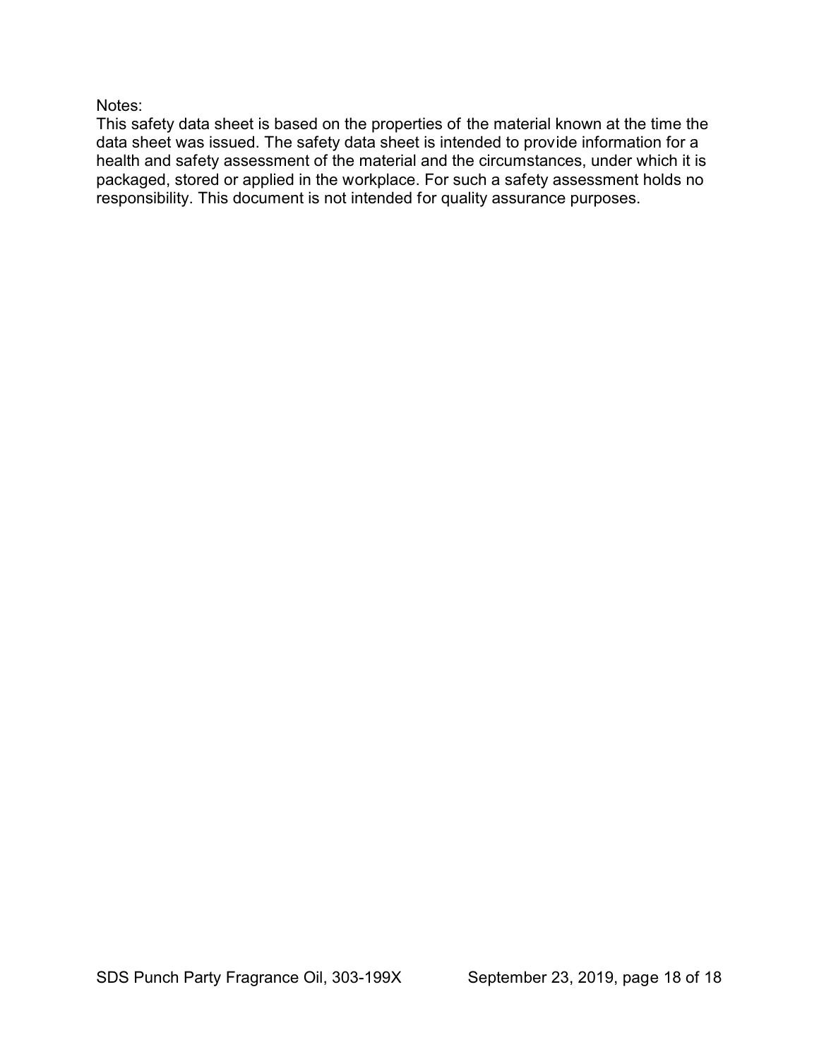Notes:

This safety data sheet is based on the properties of the material known at the time the data sheet was issued. The safety data sheet is intended to provide information for a health and safety assessment of the material and the circumstances, under which it is packaged, stored or applied in the workplace. For such a safety assessment holds no responsibility. This document is not intended for quality assurance purposes.